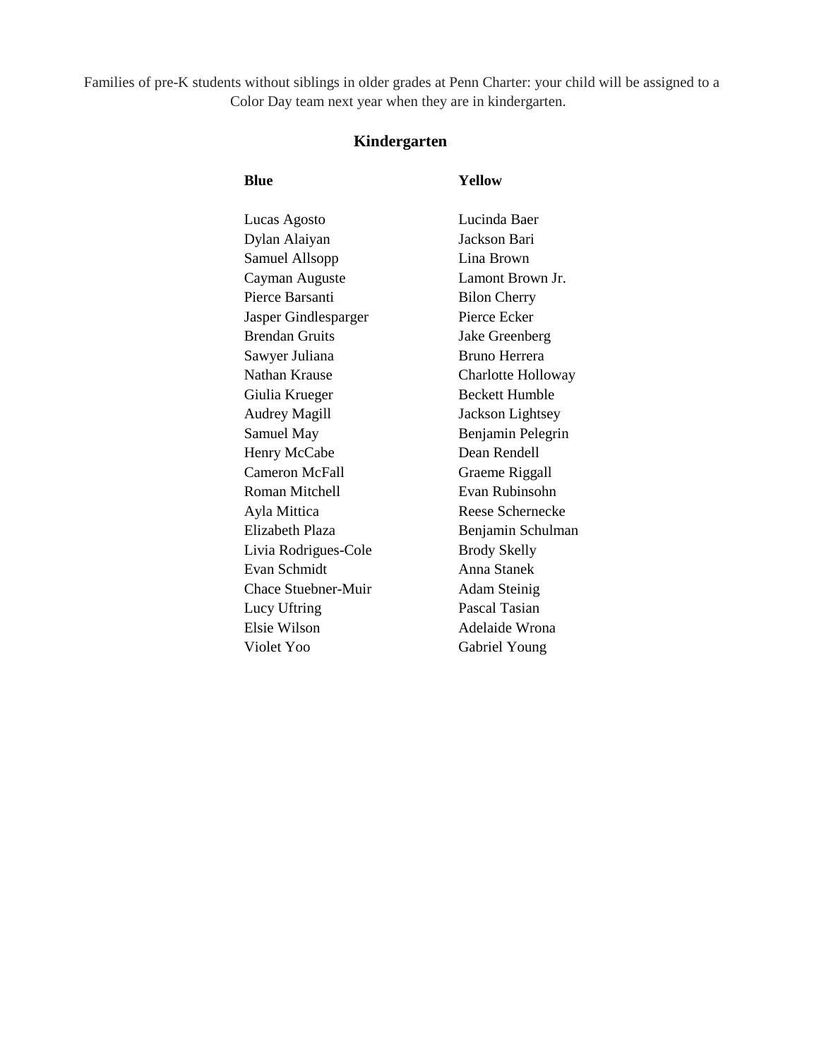Families of pre-K students without siblings in older grades at Penn Charter: your child will be assigned to a Color Day team next year when they are in kindergarten.

## Kindergarten

| Blue | Yellow |
| --- | --- |
| Lucas Agosto | Lucinda Baer |
| Dylan Alaiyan | Jackson Bari |
| Samuel Allsopp | Lina Brown |
| Cayman Auguste | Lamont Brown Jr. |
| Pierce Barsanti | Bilon Cherry |
| Jasper Gindlesparger | Pierce Ecker |
| Brendan Gruits | Jake Greenberg |
| Sawyer Juliana | Bruno Herrera |
| Nathan Krause | Charlotte Holloway |
| Giulia Krueger | Beckett Humble |
| Audrey Magill | Jackson Lightsey |
| Samuel May | Benjamin Pelegrin |
| Henry McCabe | Dean Rendell |
| Cameron McFall | Graeme Riggall |
| Roman Mitchell | Evan Rubinsohn |
| Ayla Mittica | Reese Schernecke |
| Elizabeth Plaza | Benjamin Schulman |
| Livia Rodrigues-Cole | Brody Skelly |
| Evan Schmidt | Anna Stanek |
| Chace Stuebner-Muir | Adam Steinig |
| Lucy Uftring | Pascal Tasian |
| Elsie Wilson | Adelaide Wrona |
| Violet Yoo | Gabriel Young |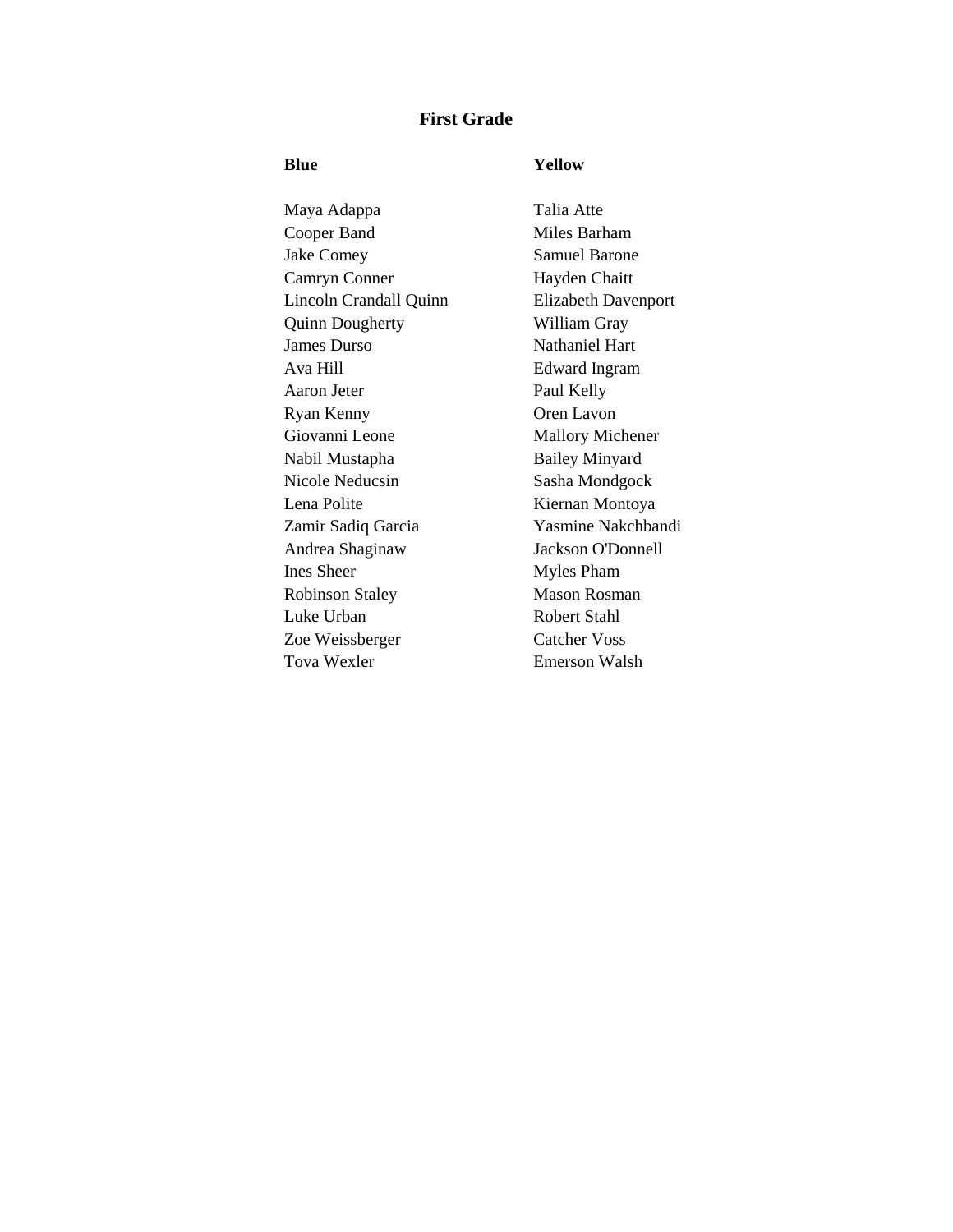## First Grade

| Blue | Yellow |
|---|---|
| Maya Adappa | Talia Atte |
| Cooper Band | Miles Barham |
| Jake Comey | Samuel Barone |
| Camryn Conner | Hayden Chaitt |
| Lincoln Crandall Quinn | Elizabeth Davenport |
| Quinn Dougherty | William Gray |
| James Durso | Nathaniel Hart |
| Ava Hill | Edward Ingram |
| Aaron Jeter | Paul Kelly |
| Ryan Kenny | Oren Lavon |
| Giovanni Leone | Mallory Michener |
| Nabil Mustapha | Bailey Minyard |
| Nicole Neducsin | Sasha Mondgock |
| Lena Polite | Kiernan Montoya |
| Zamir Sadiq Garcia | Yasmine Nakchbandi |
| Andrea Shaginaw | Jackson O'Donnell |
| Ines Sheer | Myles Pham |
| Robinson Staley | Mason Rosman |
| Luke Urban | Robert Stahl |
| Zoe Weissberger | Catcher Voss |
| Tova Wexler | Emerson Walsh |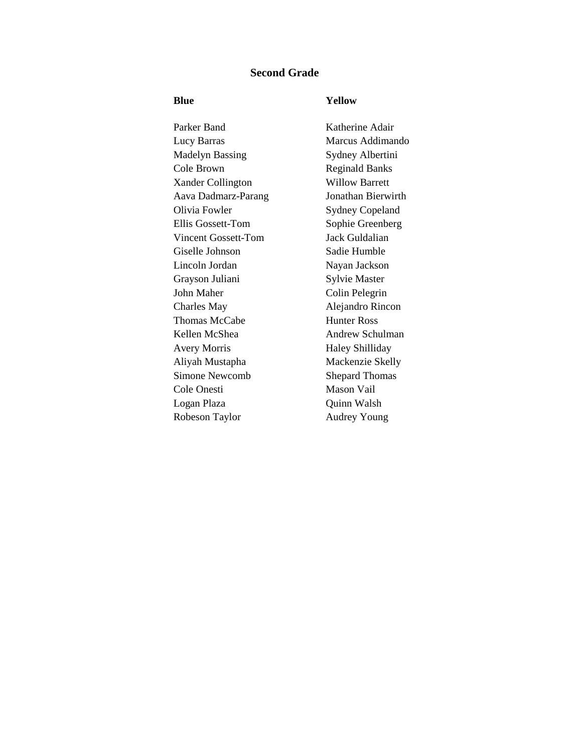## Second Grade

| Blue | Yellow |
| --- | --- |
| Parker Band | Katherine Adair |
| Lucy Barras | Marcus Addimando |
| Madelyn Bassing | Sydney Albertini |
| Cole Brown | Reginald Banks |
| Xander Collington | Willow Barrett |
| Aava Dadmarz-Parang | Jonathan Bierwirth |
| Olivia Fowler | Sydney Copeland |
| Ellis Gossett-Tom | Sophie Greenberg |
| Vincent Gossett-Tom | Jack Guldalian |
| Giselle Johnson | Sadie Humble |
| Lincoln Jordan | Nayan Jackson |
| Grayson Juliani | Sylvie Master |
| John Maher | Colin Pelegrin |
| Charles May | Alejandro Rincon |
| Thomas McCabe | Hunter Ross |
| Kellen McShea | Andrew Schulman |
| Avery Morris | Haley Shilliday |
| Aliyah Mustapha | Mackenzie Skelly |
| Simone Newcomb | Shepard Thomas |
| Cole Onesti | Mason Vail |
| Logan Plaza | Quinn Walsh |
| Robeson Taylor | Audrey Young |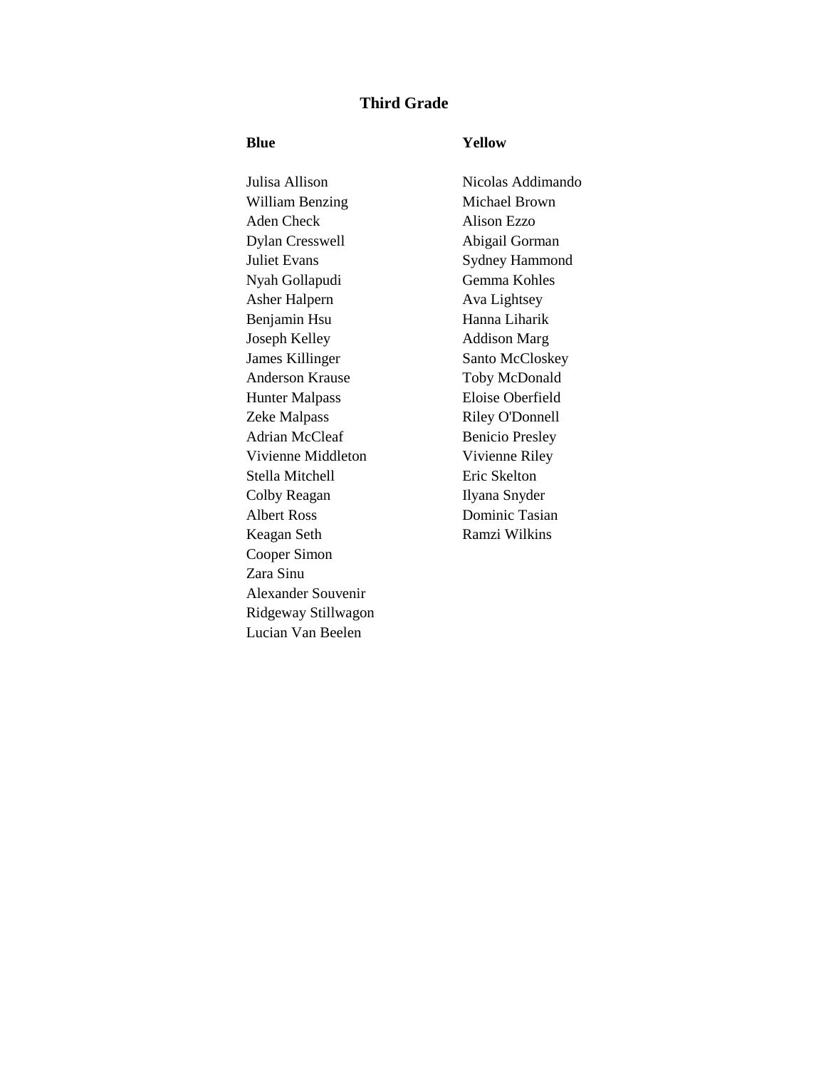## Third Grade

### Blue

Julisa Allison
William Benzing
Aden Check
Dylan Cresswell
Juliet Evans
Nyah Gollapudi
Asher Halpern
Benjamin Hsu
Joseph Kelley
James Killinger
Anderson Krause
Hunter Malpass
Zeke Malpass
Adrian McCleaf
Vivienne Middleton
Stella Mitchell
Colby Reagan
Albert Ross
Keagan Seth
Cooper Simon
Zara Sinu
Alexander Souvenir
Ridgeway Stillwagon
Lucian Van Beelen

### Yellow

Nicolas Addimando
Michael Brown
Alison Ezzo
Abigail Gorman
Sydney Hammond
Gemma Kohles
Ava Lightsey
Hanna Liharik
Addison Marg
Santo McCloskey
Toby McDonald
Eloise Oberfield
Riley O'Donnell
Benicio Presley
Vivienne Riley
Eric Skelton
Ilyana Snyder
Dominic Tasian
Ramzi Wilkins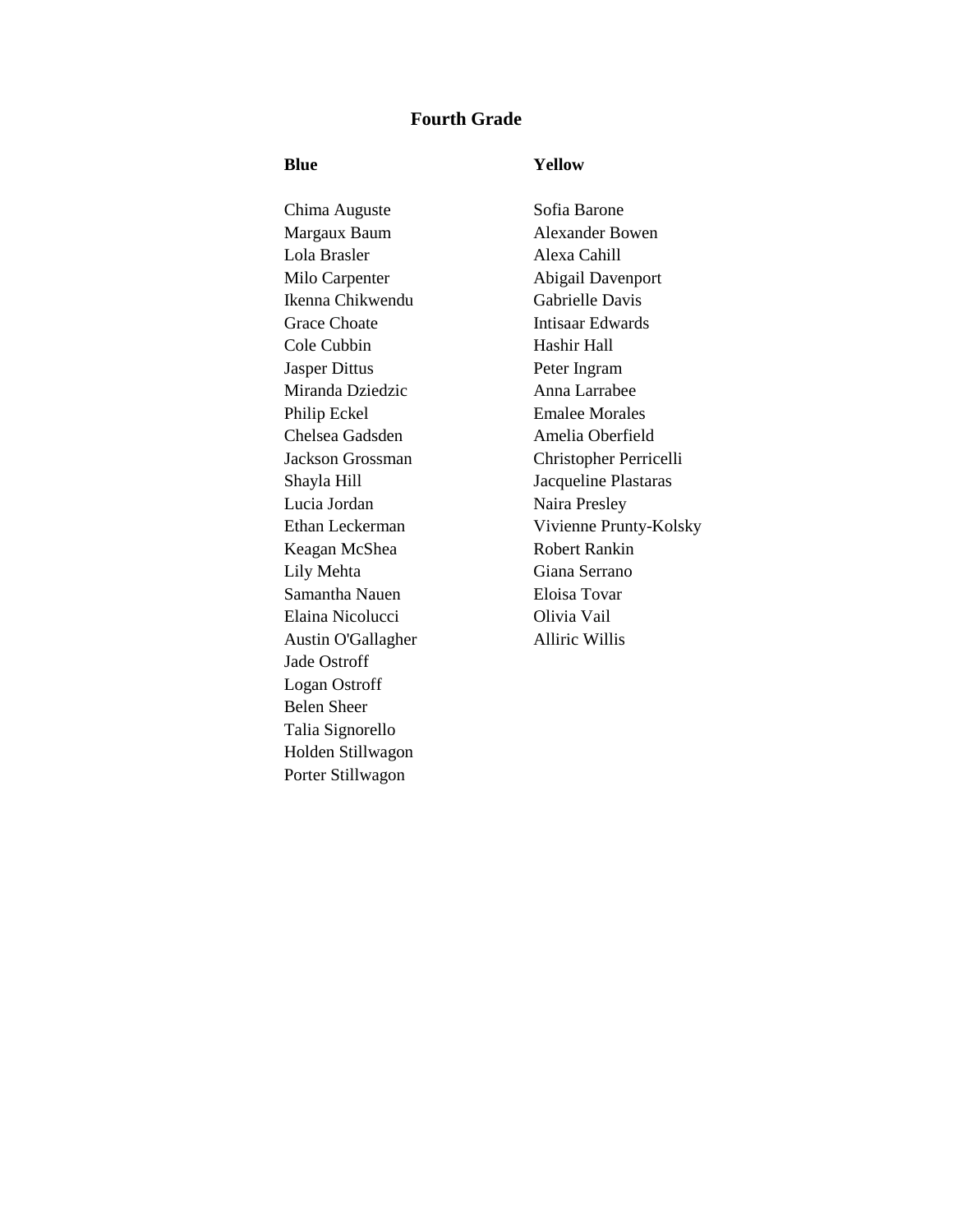## Fourth Grade

### Blue

Chima Auguste
Margaux Baum
Lola Brasler
Milo Carpenter
Ikenna Chikwendu
Grace Choate
Cole Cubbin
Jasper Dittus
Miranda Dziedzic
Philip Eckel
Chelsea Gadsden
Jackson Grossman
Shayla Hill
Lucia Jordan
Ethan Leckerman
Keagan McShea
Lily Mehta
Samantha Nauen
Elaina Nicolucci
Austin O'Gallagher
Jade Ostroff
Logan Ostroff
Belen Sheer
Talia Signorello
Holden Stillwagon
Porter Stillwagon

### Yellow

Sofia Barone
Alexander Bowen
Alexa Cahill
Abigail Davenport
Gabrielle Davis
Intisaar Edwards
Hashir Hall
Peter Ingram
Anna Larrabee
Emalee Morales
Amelia Oberfield
Christopher Perricelli
Jacqueline Plastaras
Naira Presley
Vivienne Prunty-Kolsky
Robert Rankin
Giana Serrano
Eloisa Tovar
Olivia Vail
Alliric Willis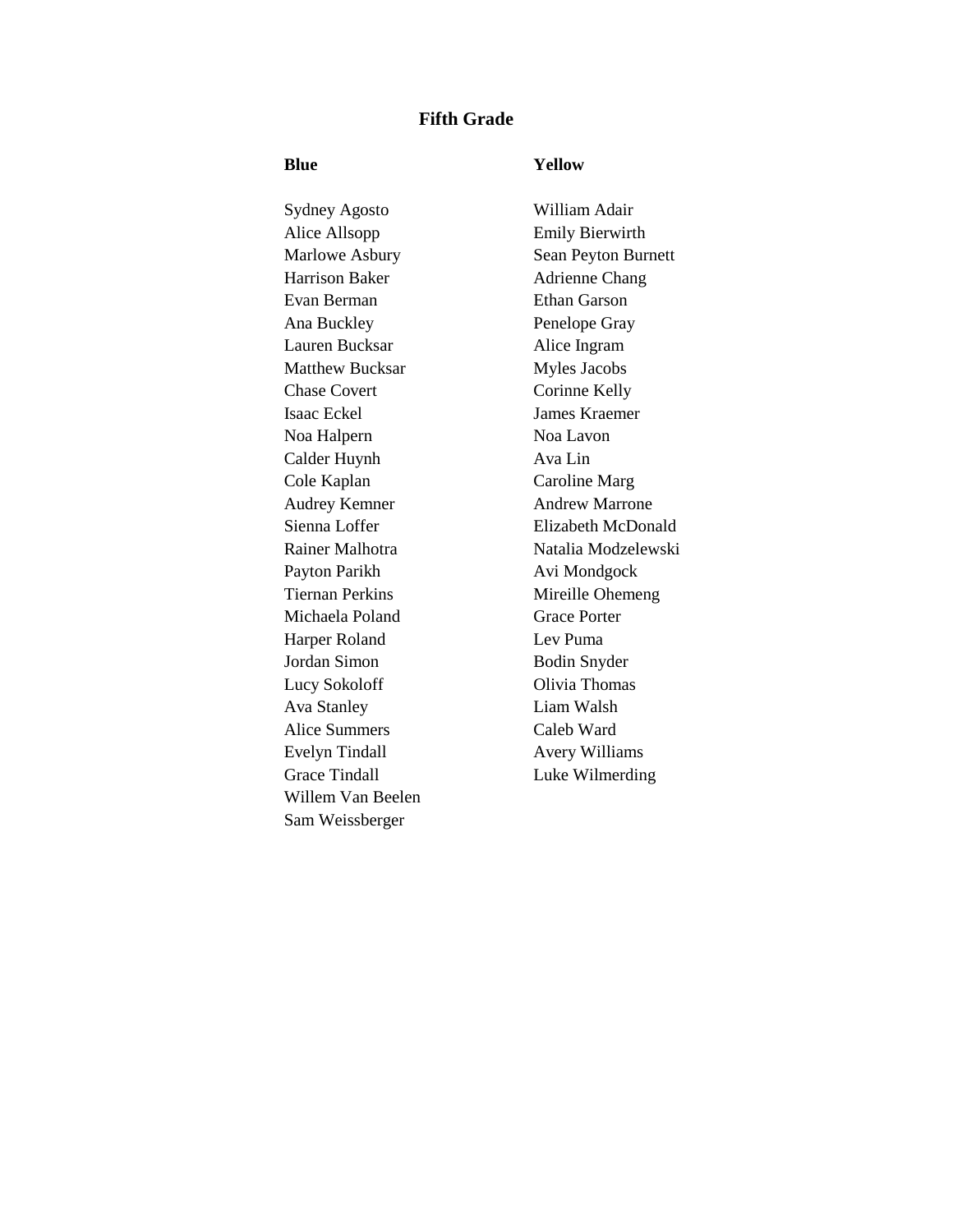## Fifth Grade

**Blue**

Sydney Agosto
Alice Allsopp
Marlowe Asbury
Harrison Baker
Evan Berman
Ana Buckley
Lauren Bucksar
Matthew Bucksar
Chase Covert
Isaac Eckel
Noa Halpern
Calder Huynh
Cole Kaplan
Audrey Kemner
Sienna Loffer
Rainer Malhotra
Payton Parikh
Tiernan Perkins
Michaela Poland
Harper Roland
Jordan Simon
Lucy Sokoloff
Ava Stanley
Alice Summers
Evelyn Tindall
Grace Tindall
Willem Van Beelen
Sam Weissberger

**Yellow**

William Adair
Emily Bierwirth
Sean Peyton Burnett
Adrienne Chang
Ethan Garson
Penelope Gray
Alice Ingram
Myles Jacobs
Corinne Kelly
James Kraemer
Noa Lavon
Ava Lin
Caroline Marg
Andrew Marrone
Elizabeth McDonald
Natalia Modzelewski
Avi Mondgock
Mireille Ohemeng
Grace Porter
Lev Puma
Bodin Snyder
Olivia Thomas
Liam Walsh
Caleb Ward
Avery Williams
Luke Wilmerding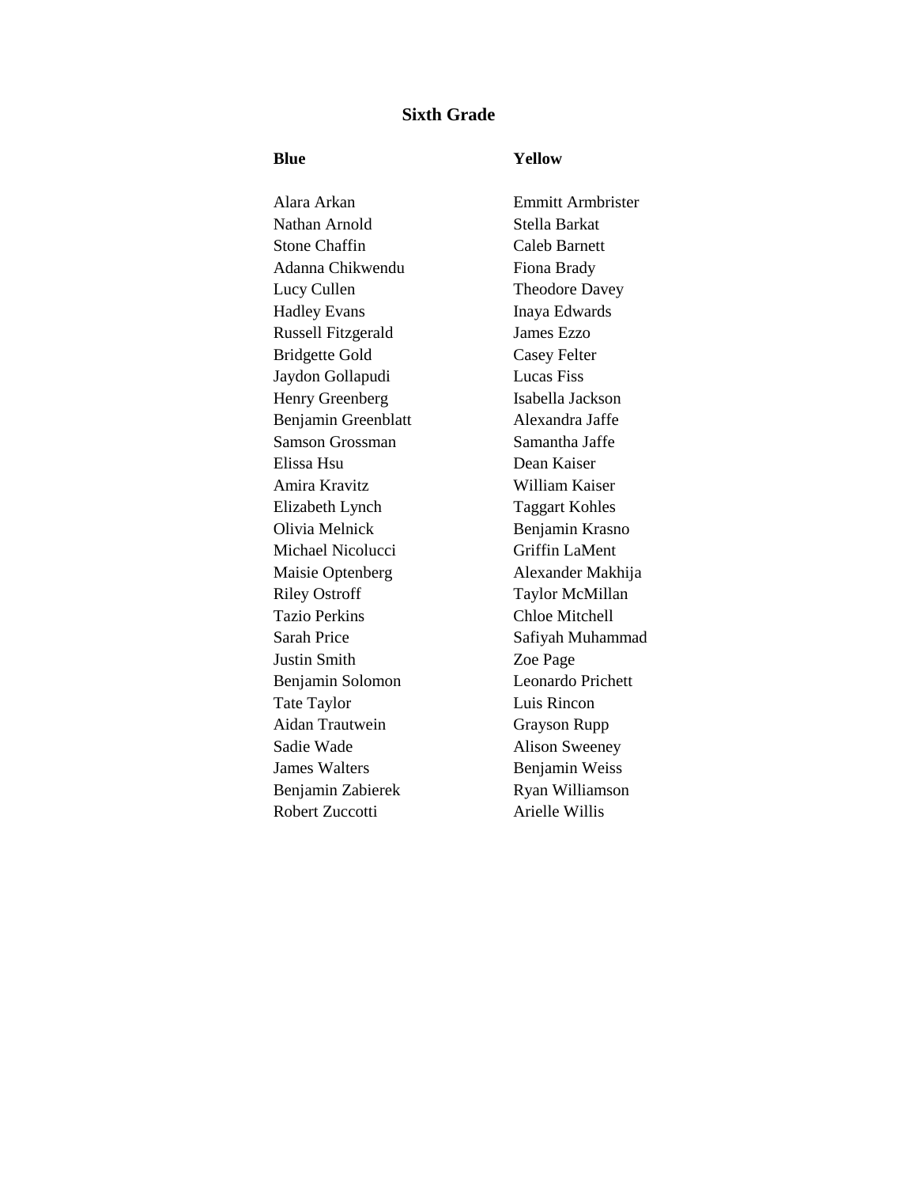## Sixth Grade

| Blue | Yellow |
| --- | --- |
| Alara Arkan | Emmitt Armbrister |
| Nathan Arnold | Stella Barkat |
| Stone Chaffin | Caleb Barnett |
| Adanna Chikwendu | Fiona Brady |
| Lucy Cullen | Theodore Davey |
| Hadley Evans | Inaya Edwards |
| Russell Fitzgerald | James Ezzo |
| Bridgette Gold | Casey Felter |
| Jaydon Gollapudi | Lucas Fiss |
| Henry Greenberg | Isabella Jackson |
| Benjamin Greenblatt | Alexandra Jaffe |
| Samson Grossman | Samantha Jaffe |
| Elissa Hsu | Dean Kaiser |
| Amira Kravitz | William Kaiser |
| Elizabeth Lynch | Taggart Kohles |
| Olivia Melnick | Benjamin Krasno |
| Michael Nicolucci | Griffin LaMent |
| Maisie Optenberg | Alexander Makhija |
| Riley Ostroff | Taylor McMillan |
| Tazio Perkins | Chloe Mitchell |
| Sarah Price | Safiyah Muhammad |
| Justin Smith | Zoe Page |
| Benjamin Solomon | Leonardo Prichett |
| Tate Taylor | Luis Rincon |
| Aidan Trautwein | Grayson Rupp |
| Sadie Wade | Alison Sweeney |
| James Walters | Benjamin Weiss |
| Benjamin Zabierek | Ryan Williamson |
| Robert Zuccotti | Arielle Willis |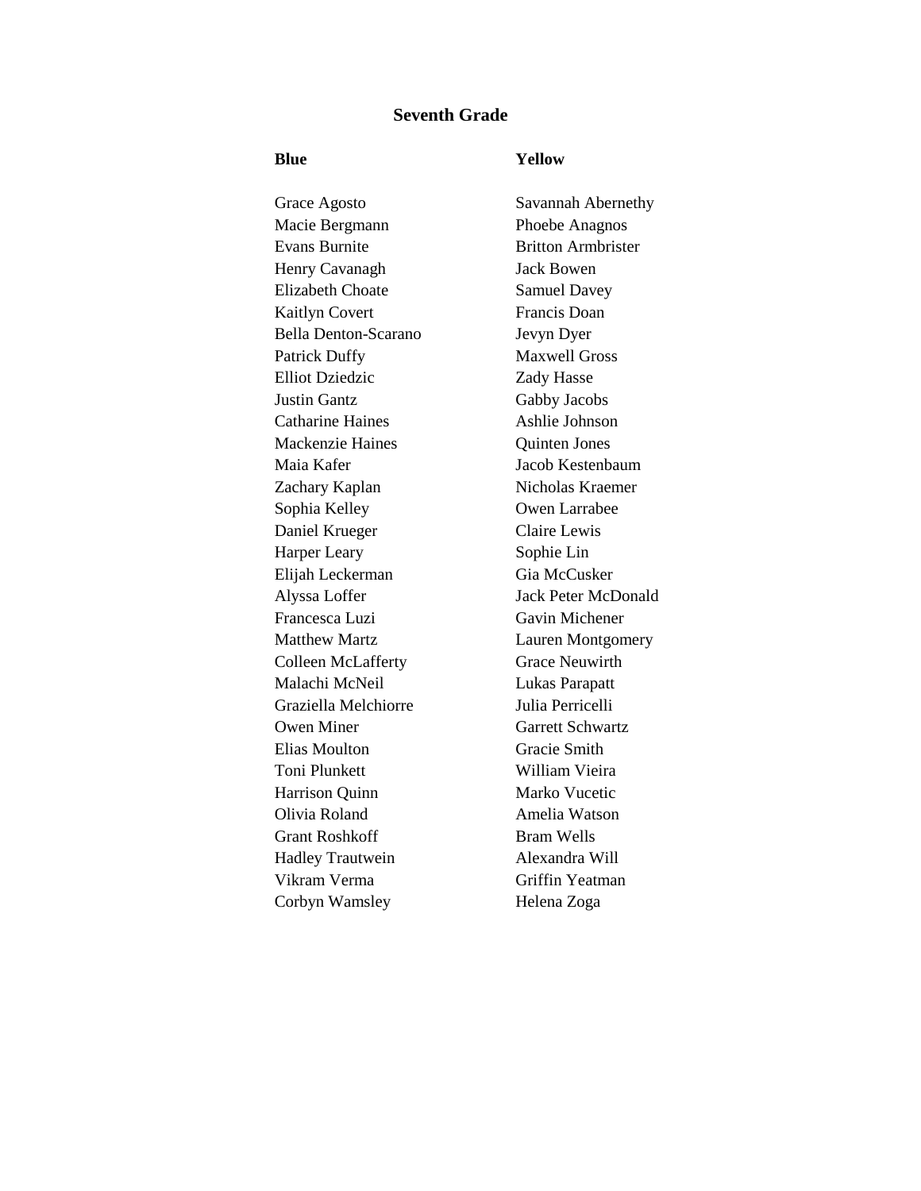## Seventh Grade

| Blue | Yellow |
| --- | --- |
| Grace Agosto | Savannah Abernethy |
| Macie Bergmann | Phoebe Anagnos |
| Evans Burnite | Britton Armbrister |
| Henry Cavanagh | Jack Bowen |
| Elizabeth Choate | Samuel Davey |
| Kaitlyn Covert | Francis Doan |
| Bella Denton-Scarano | Jevyn Dyer |
| Patrick Duffy | Maxwell Gross |
| Elliot Dziedzic | Zady Hasse |
| Justin Gantz | Gabby Jacobs |
| Catharine Haines | Ashlie Johnson |
| Mackenzie Haines | Quinten Jones |
| Maia Kafer | Jacob Kestenbaum |
| Zachary Kaplan | Nicholas Kraemer |
| Sophia Kelley | Owen Larrabee |
| Daniel Krueger | Claire Lewis |
| Harper Leary | Sophie Lin |
| Elijah Leckerman | Gia McCusker |
| Alyssa Loffer | Jack Peter McDonald |
| Francesca Luzi | Gavin Michener |
| Matthew Martz | Lauren Montgomery |
| Colleen McLafferty | Grace Neuwirth |
| Malachi McNeil | Lukas Parapatt |
| Graziella Melchiorre | Julia Perricelli |
| Owen Miner | Garrett Schwartz |
| Elias Moulton | Gracie Smith |
| Toni Plunkett | William Vieira |
| Harrison Quinn | Marko Vucetic |
| Olivia Roland | Amelia Watson |
| Grant Roshkoff | Bram Wells |
| Hadley Trautwein | Alexandra Will |
| Vikram Verma | Griffin Yeatman |
| Corbyn Wamsley | Helena Zoga |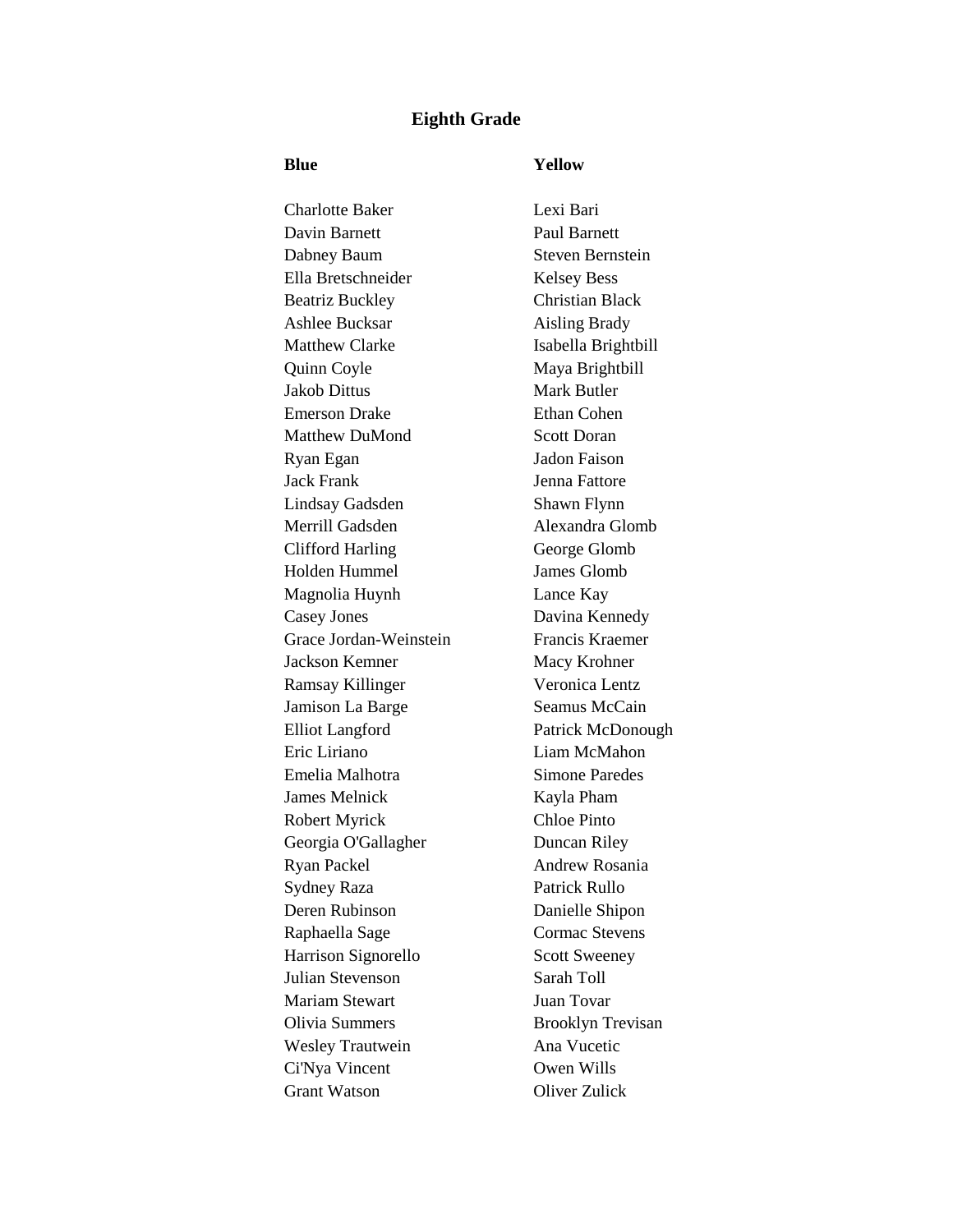## Eighth Grade

### Blue

Charlotte Baker
Davin Barnett
Dabney Baum
Ella Bretschneider
Beatriz Buckley
Ashlee Bucksar
Matthew Clarke
Quinn Coyle
Jakob Dittus
Emerson Drake
Matthew DuMond
Ryan Egan
Jack Frank
Lindsay Gadsden
Merrill Gadsden
Clifford Harling
Holden Hummel
Magnolia Huynh
Casey Jones
Grace Jordan-Weinstein
Jackson Kemner
Ramsay Killinger
Jamison La Barge
Elliot Langford
Eric Liriano
Emelia Malhotra
James Melnick
Robert Myrick
Georgia O'Gallagher
Ryan Packel
Sydney Raza
Deren Rubinson
Raphaella Sage
Harrison Signorello
Julian Stevenson
Mariam Stewart
Olivia Summers
Wesley Trautwein
Ci'Nya Vincent
Grant Watson

### Yellow

Lexi Bari
Paul Barnett
Steven Bernstein
Kelsey Bess
Christian Black
Aisling Brady
Isabella Brightbill
Maya Brightbill
Mark Butler
Ethan Cohen
Scott Doran
Jadon Faison
Jenna Fattore
Shawn Flynn
Alexandra Glomb
George Glomb
James Glomb
Lance Kay
Davina Kennedy
Francis Kraemer
Macy Krohner
Veronica Lentz
Seamus McCain
Patrick McDonough
Liam McMahon
Simone Paredes
Kayla Pham
Chloe Pinto
Duncan Riley
Andrew Rosania
Patrick Rullo
Danielle Shipon
Cormac Stevens
Scott Sweeney
Sarah Toll
Juan Tovar
Brooklyn Trevisan
Ana Vucetic
Owen Wills
Oliver Zulick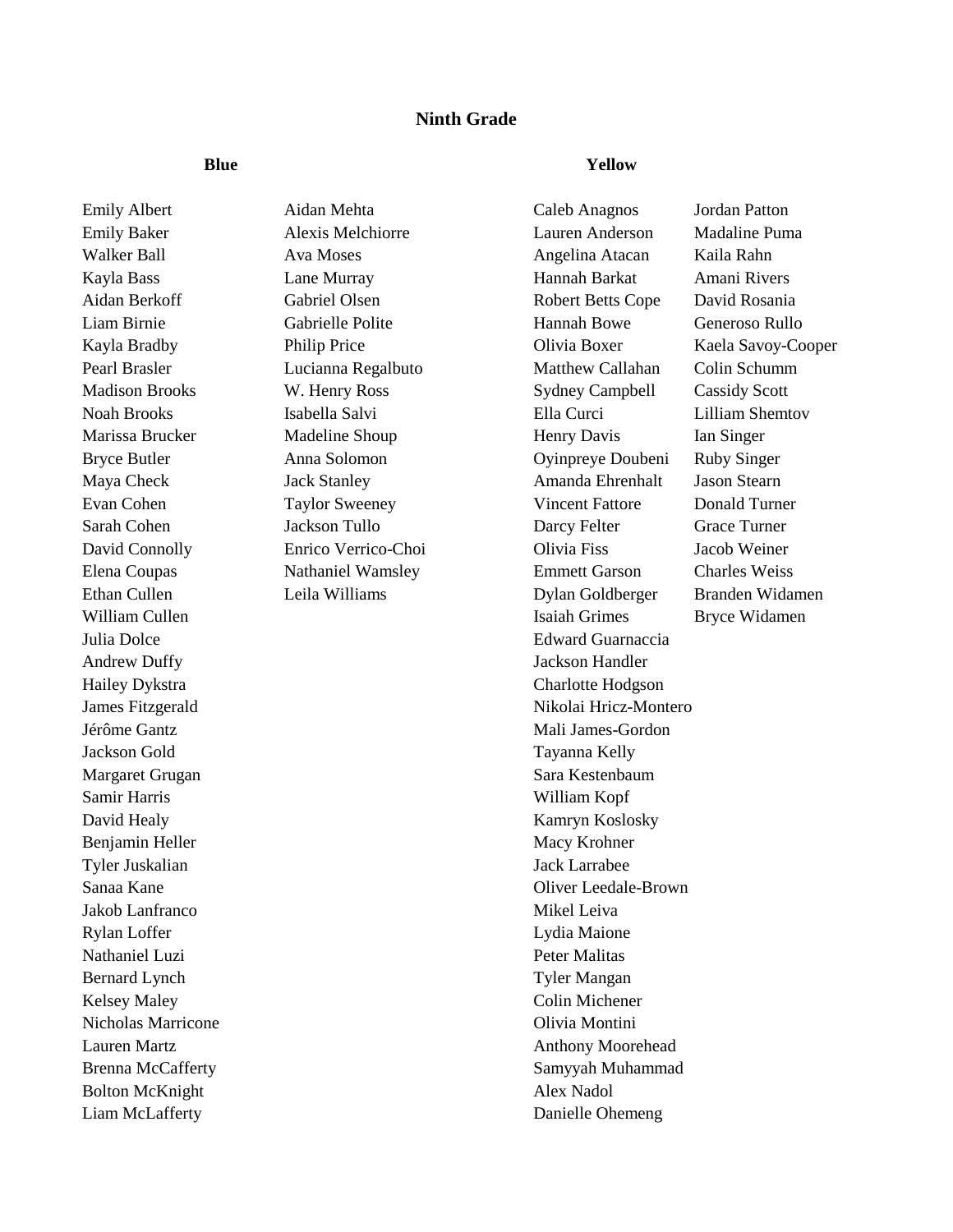## Ninth Grade

### Blue

Emily Albert
Emily Baker
Walker Ball
Kayla Bass
Aidan Berkoff
Liam Birnie
Kayla Bradby
Pearl Brasler
Madison Brooks
Noah Brooks
Marissa Brucker
Bryce Butler
Maya Check
Evan Cohen
Sarah Cohen
David Connolly
Elena Coupas
Ethan Cullen
William Cullen
Julia Dolce
Andrew Duffy
Hailey Dykstra
James Fitzgerald
Jérôme Gantz
Jackson Gold
Margaret Grugan
Samir Harris
David Healy
Benjamin Heller
Tyler Juskalian
Sanaa Kane
Jakob Lanfranco
Rylan Loffer
Nathaniel Luzi
Bernard Lynch
Kelsey Maley
Nicholas Marricone
Lauren Martz
Brenna McCafferty
Bolton McKnight
Liam McLafferty
Aidan Mehta
Alexis Melchiorre
Ava Moses
Lane Murray
Gabriel Olsen
Gabrielle Polite
Philip Price
Lucianna Regalbuto
W. Henry Ross
Isabella Salvi
Madeline Shoup
Anna Solomon
Jack Stanley
Taylor Sweeney
Jackson Tullo
Enrico Verrico-Choi
Nathaniel Wamsley
Leila Williams

### Yellow

Caleb Anagnos
Lauren Anderson
Angelina Atacan
Hannah Barkat
Robert Betts Cope
Hannah Bowe
Olivia Boxer
Matthew Callahan
Sydney Campbell
Ella Curci
Henry Davis
Oyinpreye Doubeni
Amanda Ehrenhalt
Vincent Fattore
Darcy Felter
Olivia Fiss
Emmett Garson
Dylan Goldberger
Isaiah Grimes
Edward Guarnaccia
Jackson Handler
Charlotte Hodgson
Nikolai Hricz-Montero
Mali James-Gordon
Tayanna Kelly
Sara Kestenbaum
William Kopf
Kamryn Koslosky
Macy Krohner
Jack Larrabee
Oliver Leedale-Brown
Mikel Leiva
Lydia Maione
Peter Malitas
Tyler Mangan
Colin Michener
Olivia Montini
Anthony Moorehead
Samyyah Muhammad
Alex Nadol
Danielle Ohemeng
Jordan Patton
Madaline Puma
Kaila Rahn
Amani Rivers
David Rosania
Generoso Rullo
Kaela Savoy-Cooper
Colin Schumm
Cassidy Scott
Lilliam Shemtov
Ian Singer
Ruby Singer
Jason Stearn
Donald Turner
Grace Turner
Jacob Weiner
Charles Weiss
Branden Widamen
Bryce Widamen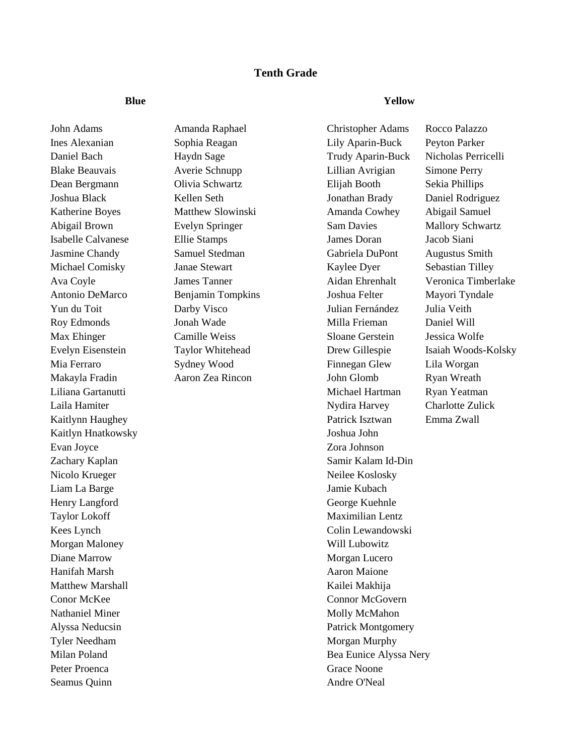# Tenth Grade

## Blue

John Adams
Ines Alexanian
Daniel Bach
Blake Beauvais
Dean Bergmann
Joshua Black
Katherine Boyes
Abigail Brown
Isabelle Calvanese
Jasmine Chandy
Michael Comisky
Ava Coyle
Antonio DeMarco
Yun du Toit
Roy Edmonds
Max Ehinger
Evelyn Eisenstein
Mia Ferraro
Makayla Fradin
Liliana Gartanutti
Laila Hamiter
Kaitlynn Haughey
Kaitlyn Hnatkowsky
Evan Joyce
Zachary Kaplan
Nicolo Krueger
Liam La Barge
Henry Langford
Taylor Lokoff
Kees Lynch
Morgan Maloney
Diane Marrow
Hanifah Marsh
Matthew Marshall
Conor McKee
Nathaniel Miner
Alyssa Neducsin
Tyler Needham
Milan Poland
Peter Proenca
Seamus Quinn
Amanda Raphael
Sophia Reagan
Haydn Sage
Averie Schnupp
Olivia Schwartz
Kellen Seth
Matthew Slowinski
Evelyn Springer
Ellie Stamps
Samuel Stedman
Janae Stewart
James Tanner
Benjamin Tompkins
Darby Visco
Jonah Wade
Camille Weiss
Taylor Whitehead
Sydney Wood
Aaron Zea Rincon

## Yellow

Christopher Adams
Lily Aparin-Buck
Trudy Aparin-Buck
Lillian Avrigian
Elijah Booth
Jonathan Brady
Amanda Cowhey
Sam Davies
James Doran
Gabriela DuPont
Kaylee Dyer
Aidan Ehrenhalt
Joshua Felter
Julian Fernández
Milla Frieman
Sloane Gerstein
Drew Gillespie
Finnegan Glew
John Glomb
Michael Hartman
Nydira Harvey
Patrick Isztwan
Joshua John
Zora Johnson
Samir Kalam Id-Din
Neilee Koslosky
Jamie Kubach
George Kuehnle
Maximilian Lentz
Colin Lewandowski
Will Lubowitz
Morgan Lucero
Aaron Maione
Kailei Makhija
Connor McGovern
Molly McMahon
Patrick Montgomery
Morgan Murphy
Bea Eunice Alyssa Nery
Grace Noone
Andre O'Neal
Rocco Palazzo
Peyton Parker
Nicholas Perricelli
Simone Perry
Sekia Phillips
Daniel Rodriguez
Abigail Samuel
Mallory Schwartz
Jacob Siani
Augustus Smith
Sebastian Tilley
Veronica Timberlake
Mayori Tyndale
Julia Veith
Daniel Will
Jessica Wolfe
Isaiah Woods-Kolsky
Lila Worgan
Ryan Wreath
Ryan Yeatman
Charlotte Zulick
Emma Zwall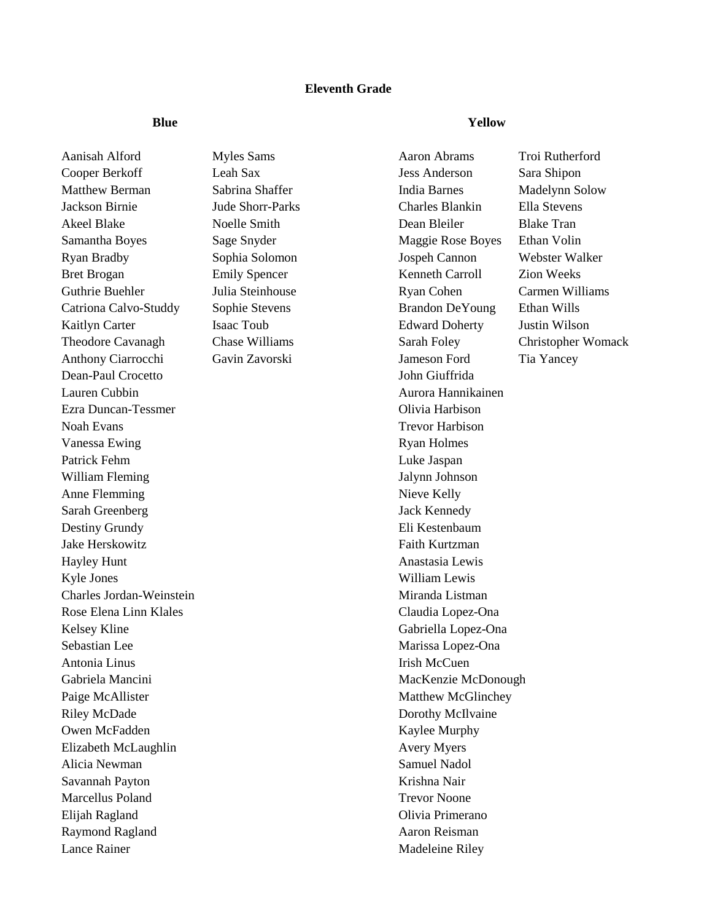## Eleventh Grade

### Blue

Aanisah Alford
Cooper Berkoff
Matthew Berman
Jackson Birnie
Akeel Blake
Samantha Boyes
Ryan Bradby
Bret Brogan
Guthrie Buehler
Catriona Calvo-Studdy
Kaitlyn Carter
Theodore Cavanagh
Anthony Ciarrocchi
Dean-Paul Crocetto
Lauren Cubbin
Ezra Duncan-Tessmer
Noah Evans
Vanessa Ewing
Patrick Fehm
William Fleming
Anne Flemming
Sarah Greenberg
Destiny Grundy
Jake Herskowitz
Hayley Hunt
Kyle Jones
Charles Jordan-Weinstein
Rose Elena Linn Klales
Kelsey Kline
Sebastian Lee
Antonia Linus
Gabriela Mancini
Paige McAllister
Riley McDade
Owen McFadden
Elizabeth McLaughlin
Alicia Newman
Savannah Payton
Marcellus Poland
Elijah Ragland
Raymond Ragland
Lance Rainer
Myles Sams
Leah Sax
Sabrina Shaffer
Jude Shorr-Parks
Noelle Smith
Sage Snyder
Sophia Solomon
Emily Spencer
Julia Steinhouse
Sophie Stevens
Isaac Toub
Chase Williams
Gavin Zavorski

### Yellow

Aaron Abrams
Jess Anderson
India Barnes
Charles Blankin
Dean Bleiler
Maggie Rose Boyes
Jospeh Cannon
Kenneth Carroll
Ryan Cohen
Brandon DeYoung
Edward Doherty
Sarah Foley
Jameson Ford
John Giuffrida
Aurora Hannikainen
Olivia Harbison
Trevor Harbison
Ryan Holmes
Luke Jaspan
Jalynn Johnson
Nieve Kelly
Jack Kennedy
Eli Kestenbaum
Faith Kurtzman
Anastasia Lewis
William Lewis
Miranda Listman
Claudia Lopez-Ona
Gabriella Lopez-Ona
Marissa Lopez-Ona
Irish McCuen
MacKenzie McDonough
Matthew McGlinchey
Dorothy McIlvaine
Kaylee Murphy
Avery Myers
Samuel Nadol
Krishna Nair
Trevor Noone
Olivia Primerano
Aaron Reisman
Madeleine Riley
Troi Rutherford
Sara Shipon
Madelynn Solow
Ella Stevens
Blake Tran
Ethan Volin
Webster Walker
Zion Weeks
Carmen Williams
Ethan Wills
Justin Wilson
Christopher Womack
Tia Yancey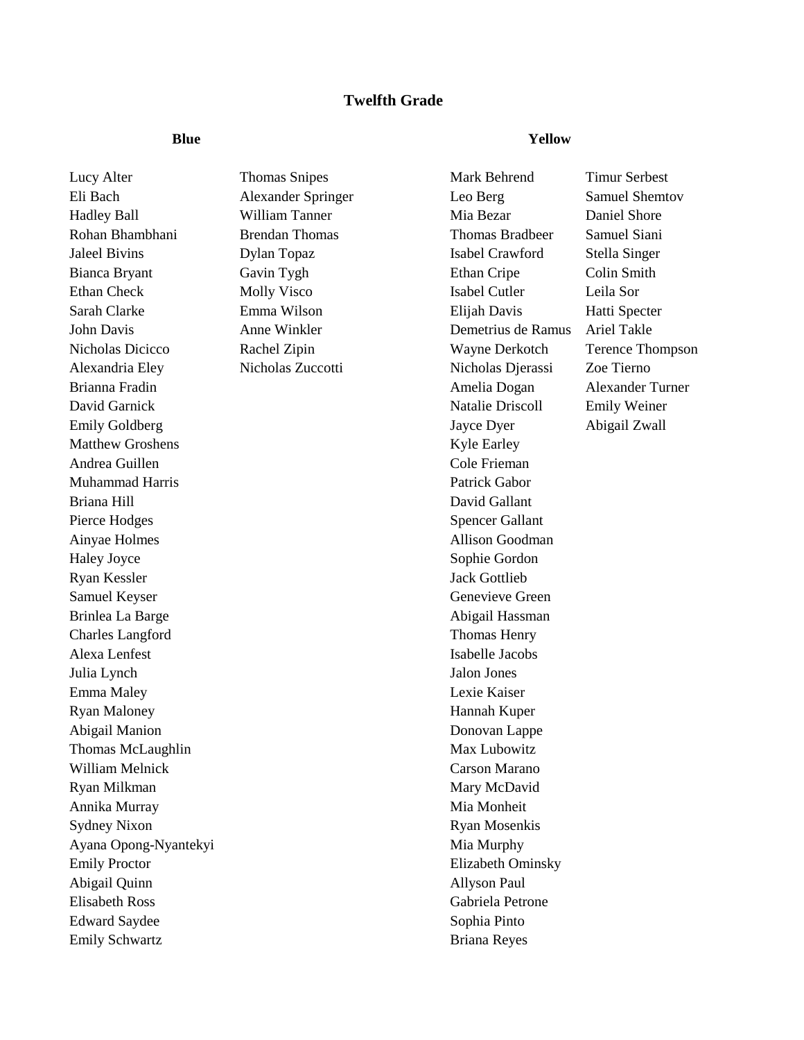## Twelfth Grade

### Blue

Lucy Alter
Eli Bach
Hadley Ball
Rohan Bhambhani
Jaleel Bivins
Bianca Bryant
Ethan Check
Sarah Clarke
John Davis
Nicholas Dicicco
Alexandria Eley
Brianna Fradin
David Garnick
Emily Goldberg
Matthew Groshens
Andrea Guillen
Muhammad Harris
Briana Hill
Pierce Hodges
Ainyae Holmes
Haley Joyce
Ryan Kessler
Samuel Keyser
Brinlea La Barge
Charles Langford
Alexa Lenfest
Julia Lynch
Emma Maley
Ryan Maloney
Abigail Manion
Thomas McLaughlin
William Melnick
Ryan Milkman
Annika Murray
Sydney Nixon
Ayana Opong-Nyantekyi
Emily Proctor
Abigail Quinn
Elisabeth Ross
Edward Saydee
Emily Schwartz
Thomas Snipes
Alexander Springer
William Tanner
Brendan Thomas
Dylan Topaz
Gavin Tygh
Molly Visco
Emma Wilson
Anne Winkler
Rachel Zipin
Nicholas Zuccotti

### Yellow

Mark Behrend
Leo Berg
Mia Bezar
Thomas Bradbeer
Isabel Crawford
Ethan Cripe
Isabel Cutler
Elijah Davis
Demetrius de Ramus
Wayne Derkotch
Nicholas Djerassi
Amelia Dogan
Natalie Driscoll
Jayce Dyer
Kyle Earley
Cole Frieman
Patrick Gabor
David Gallant
Spencer Gallant
Allison Goodman
Sophie Gordon
Jack Gottlieb
Genevieve Green
Abigail Hassman
Thomas Henry
Isabelle Jacobs
Jalon Jones
Lexie Kaiser
Hannah Kuper
Donovan Lappe
Max Lubowitz
Carson Marano
Mary McDavid
Mia Monheit
Ryan Mosenkis
Mia Murphy
Elizabeth Ominsky
Allyson Paul
Gabriela Petrone
Sophia Pinto
Briana Reyes
Timur Serbest
Samuel Shemtov
Daniel Shore
Samuel Siani
Stella Singer
Colin Smith
Leila Sor
Hatti Specter
Ariel Takle
Terence Thompson
Zoe Tierno
Alexander Turner
Emily Weiner
Abigail Zwall